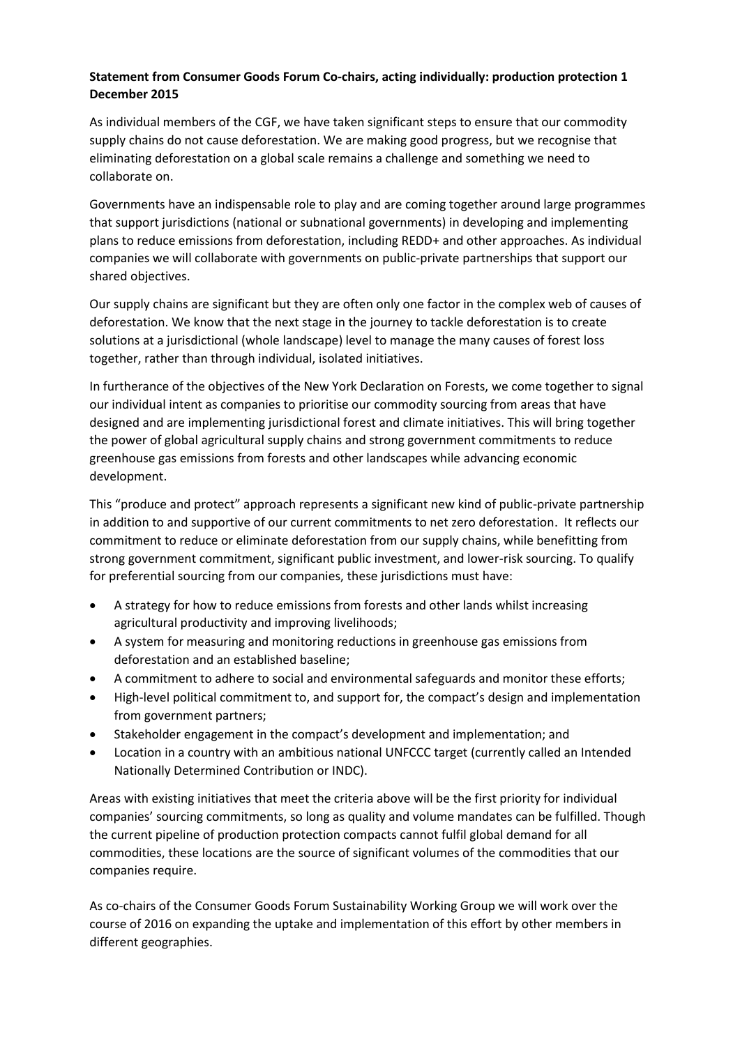**Statement from Consumer Goods Forum Co-chairs, acting individually: production protection 1 December 2015**

As individual members of the CGF, we have taken significant steps to ensure that our commodity supply chains do not cause deforestation. We are making good progress, but we recognise that eliminating deforestation on a global scale remains a challenge and something we need to collaborate on.

Governments have an indispensable role to play and are coming together around large programmes that support jurisdictions (national or subnational governments) in developing and implementing plans to reduce emissions from deforestation, including REDD+ and other approaches. As individual companies we will collaborate with governments on public-private partnerships that support our shared objectives.

Our supply chains are significant but they are often only one factor in the complex web of causes of deforestation. We know that the next stage in the journey to tackle deforestation is to create solutions at a jurisdictional (whole landscape) level to manage the many causes of forest loss together, rather than through individual, isolated initiatives.

In furtherance of the objectives of the New York Declaration on Forests, we come together to signal our individual intent as companies to prioritise our commodity sourcing from areas that have designed and are implementing jurisdictional forest and climate initiatives. This will bring together the power of global agricultural supply chains and strong government commitments to reduce greenhouse gas emissions from forests and other landscapes while advancing economic development.

This "produce and protect" approach represents a significant new kind of public-private partnership in addition to and supportive of our current commitments to net zero deforestation. It reflects our commitment to reduce or eliminate deforestation from our supply chains, while benefitting from strong government commitment, significant public investment, and lower-risk sourcing. To qualify for preferential sourcing from our companies, these jurisdictions must have:

- A strategy for how to reduce emissions from forests and other lands whilst increasing agricultural productivity and improving livelihoods;
- A system for measuring and monitoring reductions in greenhouse gas emissions from deforestation and an established baseline;
- A commitment to adhere to social and environmental safeguards and monitor these efforts;
- High-level political commitment to, and support for, the compact's design and implementation from government partners;
- Stakeholder engagement in the compact's development and implementation; and
- Location in a country with an ambitious national UNFCCC target (currently called an Intended Nationally Determined Contribution or INDC).

Areas with existing initiatives that meet the criteria above will be the first priority for individual companies' sourcing commitments, so long as quality and volume mandates can be fulfilled. Though the current pipeline of production protection compacts cannot fulfil global demand for all commodities, these locations are the source of significant volumes of the commodities that our companies require.

As co-chairs of the Consumer Goods Forum Sustainability Working Group we will work over the course of 2016 on expanding the uptake and implementation of this effort by other members in different geographies.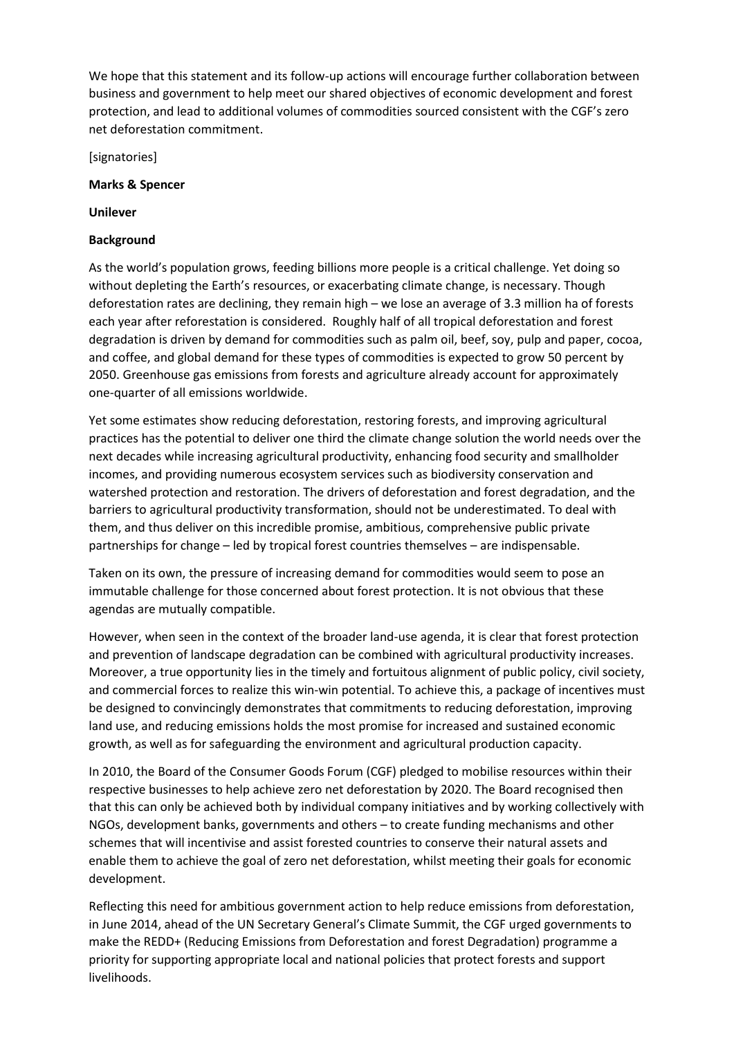We hope that this statement and its follow-up actions will encourage further collaboration between business and government to help meet our shared objectives of economic development and forest protection, and lead to additional volumes of commodities sourced consistent with the CGF's zero net deforestation commitment.

[signatories]

**Marks & Spencer**

**Unilever**

**Background**

As the world's population grows, feeding billions more people is a critical challenge. Yet doing so without depleting the Earth's resources, or exacerbating climate change, is necessary. Though deforestation rates are declining, they remain high – we lose an average of 3.3 million ha of forests each year after reforestation is considered. Roughly half of all tropical deforestation and forest degradation is driven by demand for commodities such as palm oil, beef, soy, pulp and paper, cocoa, and coffee, and global demand for these types of commodities is expected to grow 50 percent by 2050. Greenhouse gas emissions from forests and agriculture already account for approximately one-quarter of all emissions worldwide.

Yet some estimates show reducing deforestation, restoring forests, and improving agricultural practices has the potential to deliver one third the climate change solution the world needs over the next decades while increasing agricultural productivity, enhancing food security and smallholder incomes, and providing numerous ecosystem services such as biodiversity conservation and watershed protection and restoration. The drivers of deforestation and forest degradation, and the barriers to agricultural productivity transformation, should not be underestimated. To deal with them, and thus deliver on this incredible promise, ambitious, comprehensive public private partnerships for change – led by tropical forest countries themselves – are indispensable.

Taken on its own, the pressure of increasing demand for commodities would seem to pose an immutable challenge for those concerned about forest protection. It is not obvious that these agendas are mutually compatible.

However, when seen in the context of the broader land-use agenda, it is clear that forest protection and prevention of landscape degradation can be combined with agricultural productivity increases. Moreover, a true opportunity lies in the timely and fortuitous alignment of public policy, civil society, and commercial forces to realize this win-win potential. To achieve this, a package of incentives must be designed to convincingly demonstrates that commitments to reducing deforestation, improving land use, and reducing emissions holds the most promise for increased and sustained economic growth, as well as for safeguarding the environment and agricultural production capacity.

In 2010, the Board of the Consumer Goods Forum (CGF) pledged to mobilise resources within their respective businesses to help achieve zero net deforestation by 2020. The Board recognised then that this can only be achieved both by individual company initiatives and by working collectively with NGOs, development banks, governments and others – to create funding mechanisms and other schemes that will incentivise and assist forested countries to conserve their natural assets and enable them to achieve the goal of zero net deforestation, whilst meeting their goals for economic development.

Reflecting this need for ambitious government action to help reduce emissions from deforestation, in June 2014, ahead of the UN Secretary General's Climate Summit, the CGF urged governments to make the REDD+ (Reducing Emissions from Deforestation and forest Degradation) programme a priority for supporting appropriate local and national policies that protect forests and support livelihoods.